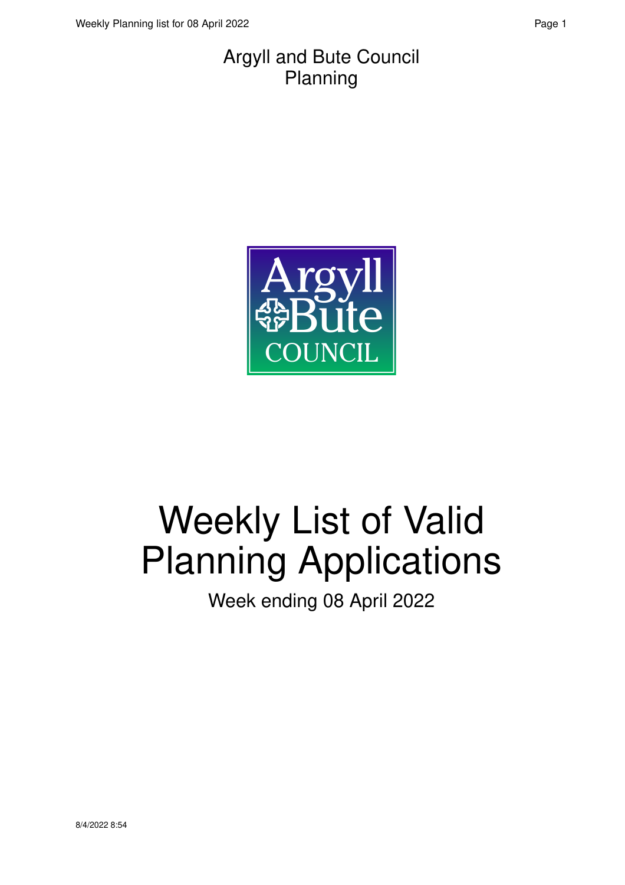Argyll and Bute Council
Planning

# Weekly List of Valid Planning Applications

Week ending 08 April 2022

8/4/2022 8:54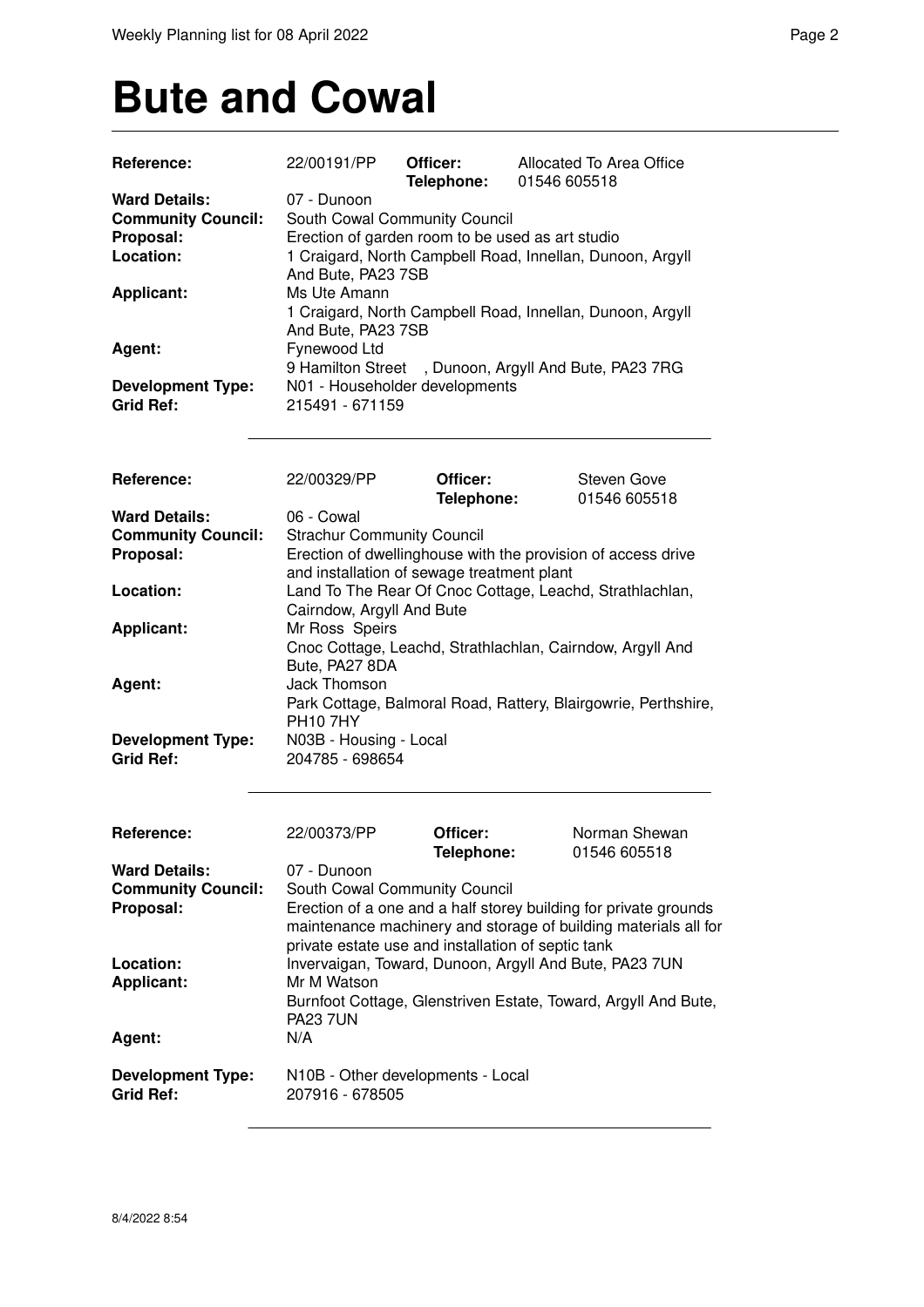# Bute and Cowal

| | | | |
|---|---|---|---|
| **Reference:** | 22/00191/PP | **Officer:** **Telephone:** | Allocated To Area Office 01546 605518 |
| **Ward Details:** | 07 - Dunoon | | |
| **Community Council:** | South Cowal Community Council | | |
| **Proposal:** | Erection of garden room to be used as art studio | | |
| **Location:** | 1 Craigard, North Campbell Road, Innellan, Dunoon, Argyll And Bute, PA23 7SB | | |
| **Applicant:** | Ms Ute Amann<br>1 Craigard, North Campbell Road, Innellan, Dunoon, Argyll And Bute, PA23 7SB | | |
| **Agent:** | Fynewood Ltd<br>9 Hamilton Street , Dunoon, Argyll And Bute, PA23 7RG | | |
| **Development Type:** | N01 - Householder developments | | |
| **Grid Ref:** | 215491 - 671159 | | |

| | | | |
|---|---|---|---|
| **Reference:** | 22/00329/PP | **Officer:** **Telephone:** | Steven Gove 01546 605518 |
| **Ward Details:** | 06 - Cowal | | |
| **Community Council:** | Strachur Community Council | | |
| **Proposal:** | Erection of dwellinghouse with the provision of access drive and installation of sewage treatment plant | | |
| **Location:** | Land To The Rear Of Cnoc Cottage, Leachd, Strathlachlan, Cairndow, Argyll And Bute | | |
| **Applicant:** | Mr Ross Speirs<br>Cnoc Cottage, Leachd, Strathlachlan, Cairndow, Argyll And Bute, PA27 8DA | | |
| **Agent:** | Jack Thomson<br>Park Cottage, Balmoral Road, Rattery, Blairgowrie, Perthshire, PH10 7HY | | |
| **Development Type:** | N03B - Housing - Local | | |
| **Grid Ref:** | 204785 - 698654 | | |

| | | | |
|---|---|---|---|
| **Reference:** | 22/00373/PP | **Officer:** **Telephone:** | Norman Shewan 01546 605518 |
| **Ward Details:** | 07 - Dunoon | | |
| **Community Council:** | South Cowal Community Council | | |
| **Proposal:** | Erection of a one and a half storey building for private grounds maintenance machinery and storage of building materials all for private estate use and installation of septic tank | | |
| **Location:** | Invervaigan, Toward, Dunoon, Argyll And Bute, PA23 7UN | | |
| **Applicant:** | Mr M Watson<br>Burnfoot Cottage, Glenstriven Estate, Toward, Argyll And Bute, PA23 7UN | | |
| **Agent:** | N/A | | |
| **Development Type:** | N10B - Other developments - Local | | |
| **Grid Ref:** | 207916 - 678505 | | |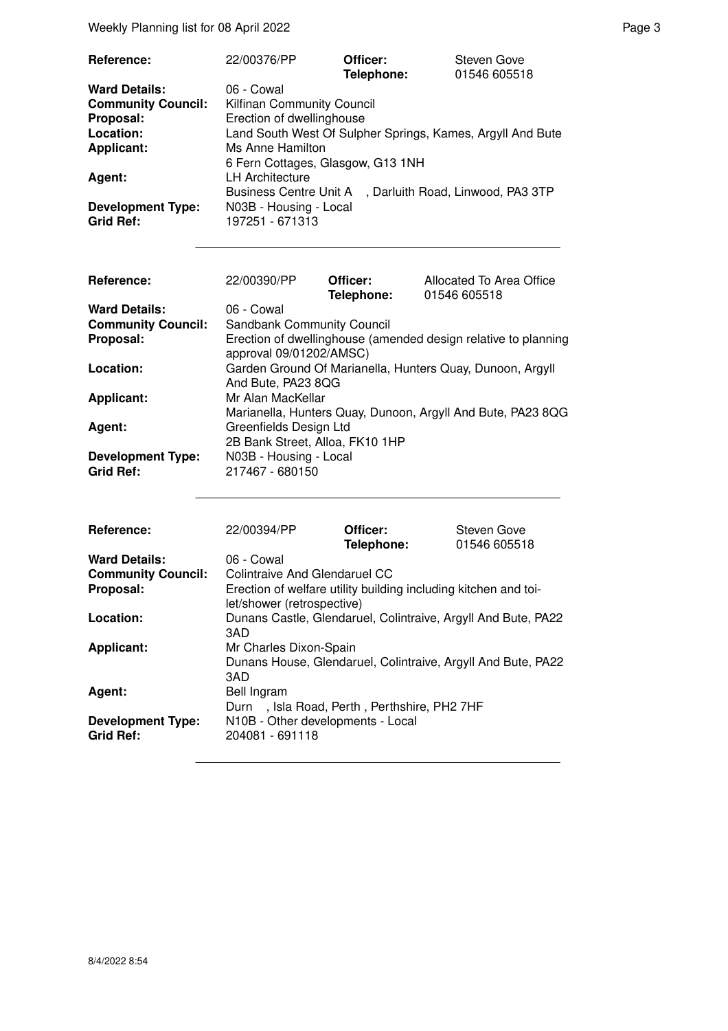| | | | |
|---|---|---|---|
| **Reference:** | 22/00376/PP | **Officer:** **Telephone:** | Steven Gove 01546 605518 |
| **Ward Details:** | 06 - Cowal | | |
| **Community Council:** | Kilfinan Community Council | | |
| **Proposal:** | Erection of dwellinghouse | | |
| **Location:** | Land South West Of Sulpher Springs, Kames, Argyll And Bute | | |
| **Applicant:** | Ms Anne Hamilton 6 Fern Cottages, Glasgow, G13 1NH | | |
| **Agent:** | LH Architecture Business Centre Unit A , Darluith Road, Linwood, PA3 3TP | | |
| **Development Type:** | N03B - Housing - Local | | |
| **Grid Ref:** | 197251 - 671313 | | |

| | | | |
|---|---|---|---|
| **Reference:** | 22/00390/PP | **Officer:** **Telephone:** | Allocated To Area Office 01546 605518 |
| **Ward Details:** | 06 - Cowal | | |
| **Community Council:** | Sandbank Community Council | | |
| **Proposal:** | Erection of dwellinghouse (amended design relative to planning approval 09/01202/AMSC) | | |
| **Location:** | Garden Ground Of Marianella, Hunters Quay, Dunoon, Argyll And Bute, PA23 8QG | | |
| **Applicant:** | Mr Alan MacKellar Marianella, Hunters Quay, Dunoon, Argyll And Bute, PA23 8QG | | |
| **Agent:** | Greenfields Design Ltd 2B Bank Street, Alloa, FK10 1HP | | |
| **Development Type:** | N03B - Housing - Local | | |
| **Grid Ref:** | 217467 - 680150 | | |

| | | | |
|---|---|---|---|
| **Reference:** | 22/00394/PP | **Officer:** **Telephone:** | Steven Gove 01546 605518 |
| **Ward Details:** | 06 - Cowal | | |
| **Community Council:** | Colintraive And Glendaruel CC | | |
| **Proposal:** | Erection of welfare utility building including kitchen and toilet/shower (retrospective) | | |
| **Location:** | Dunans Castle, Glendaruel, Colintraive, Argyll And Bute, PA22 3AD | | |
| **Applicant:** | Mr Charles Dixon-Spain Dunans House, Glendaruel, Colintraive, Argyll And Bute, PA22 3AD | | |
| **Agent:** | Bell Ingram Durn , Isla Road, Perth , Perthshire, PH2 7HF | | |
| **Development Type:** | N10B - Other developments - Local | | |
| **Grid Ref:** | 204081 - 691118 | | |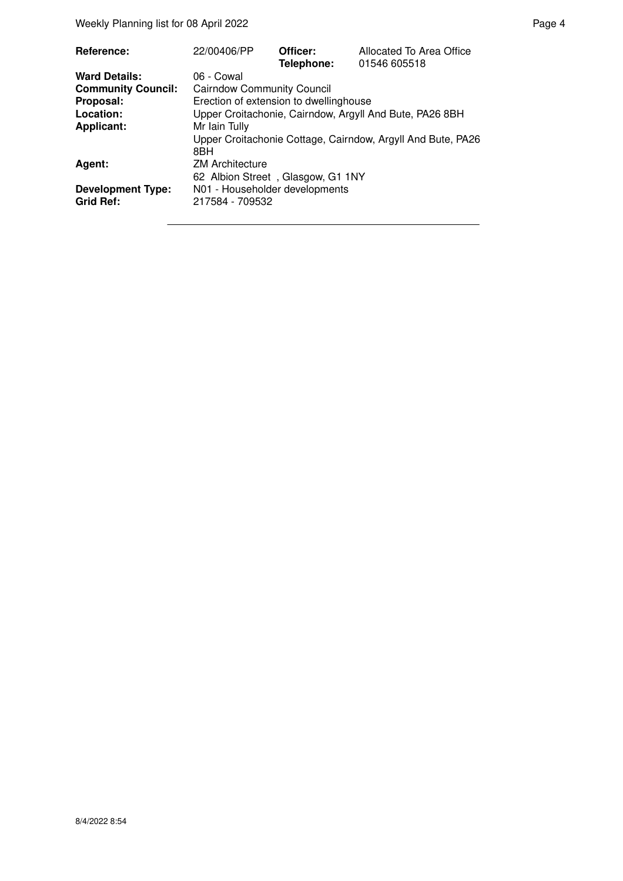| | | | |
|---|---|---|---|
| **Reference:** | 22/00406/PP | **Officer:** **Telephone:** | Allocated To Area Office 01546 605518 |
| **Ward Details:** | 06 - Cowal | | |
| **Community Council:** | Cairndow Community Council | | |
| **Proposal:** | Erection of extension to dwellinghouse | | |
| **Location:** | Upper Croitachonie, Cairndow, Argyll And Bute, PA26 8BH | | |
| **Applicant:** | Mr Iain Tully<br>Upper Croitachonie Cottage, Cairndow, Argyll And Bute, PA26 8BH | | |
| **Agent:** | ZM Architecture<br>62 Albion Street , Glasgow, G1 1NY | | |
| **Development Type:** | N01 - Householder developments | | |
| **Grid Ref:** | 217584 - 709532 | | |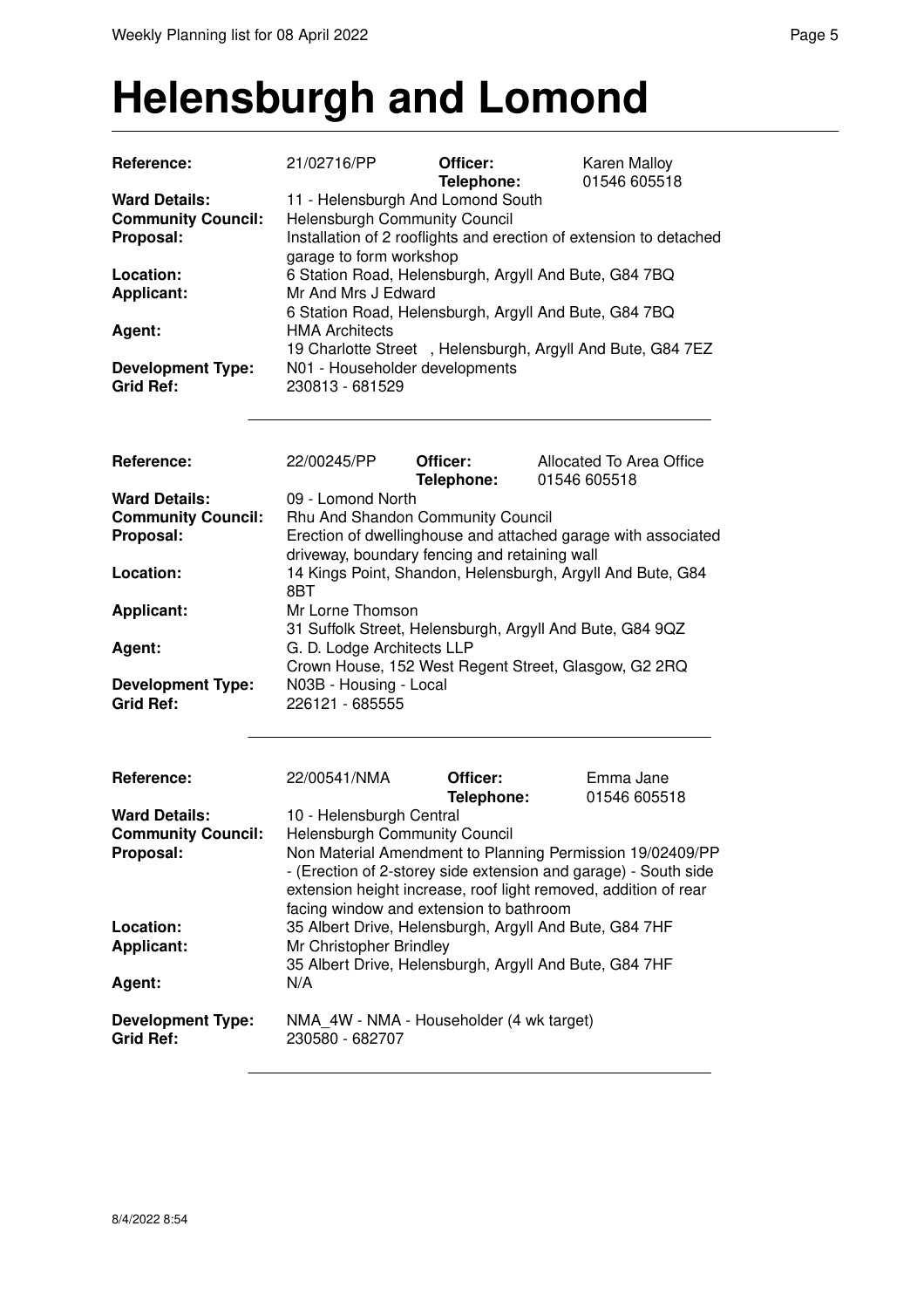# Helensburgh and Lomond

| | | | |
|---|---|---|---|
| **Reference:** | 21/02716/PP | **Officer:** **Telephone:** | Karen Malloy 01546 605518 |
| **Ward Details:** | 11 - Helensburgh And Lomond South | | |
| **Community Council:** | Helensburgh Community Council | | |
| **Proposal:** | Installation of 2 rooflights and erection of extension to detached garage to form workshop | | |
| **Location:** | 6 Station Road, Helensburgh, Argyll And Bute, G84 7BQ | | |
| **Applicant:** | Mr And Mrs J Edward<br>6 Station Road, Helensburgh, Argyll And Bute, G84 7BQ | | |
| **Agent:** | HMA Architects<br>19 Charlotte Street , Helensburgh, Argyll And Bute, G84 7EZ | | |
| **Development Type:** | N01 - Householder developments | | |
| **Grid Ref:** | 230813 - 681529 | | |

| | | | |
|---|---|---|---|
| **Reference:** | 22/00245/PP | **Officer:** **Telephone:** | Allocated To Area Office 01546 605518 |
| **Ward Details:** | 09 - Lomond North | | |
| **Community Council:** | Rhu And Shandon Community Council | | |
| **Proposal:** | Erection of dwellinghouse and attached garage with associated driveway, boundary fencing and retaining wall | | |
| **Location:** | 14 Kings Point, Shandon, Helensburgh, Argyll And Bute, G84 8BT | | |
| **Applicant:** | Mr Lorne Thomson<br>31 Suffolk Street, Helensburgh, Argyll And Bute, G84 9QZ | | |
| **Agent:** | G. D. Lodge Architects LLP<br>Crown House, 152 West Regent Street, Glasgow, G2 2RQ | | |
| **Development Type:** | N03B - Housing - Local | | |
| **Grid Ref:** | 226121 - 685555 | | |

| | | | |
|---|---|---|---|
| **Reference:** | 22/00541/NMA | **Officer:** **Telephone:** | Emma Jane 01546 605518 |
| **Ward Details:** | 10 - Helensburgh Central | | |
| **Community Council:** | Helensburgh Community Council | | |
| **Proposal:** | Non Material Amendment to Planning Permission 19/02409/PP - (Erection of 2-storey side extension and garage) - South side extension height increase, roof light removed, addition of rear facing window and extension to bathroom | | |
| **Location:** | 35 Albert Drive, Helensburgh, Argyll And Bute, G84 7HF | | |
| **Applicant:** | Mr Christopher Brindley<br>35 Albert Drive, Helensburgh, Argyll And Bute, G84 7HF | | |
| **Agent:** | N/A | | |
| **Development Type:** | NMA_4W - NMA - Householder (4 wk target) | | |
| **Grid Ref:** | 230580 - 682707 | | |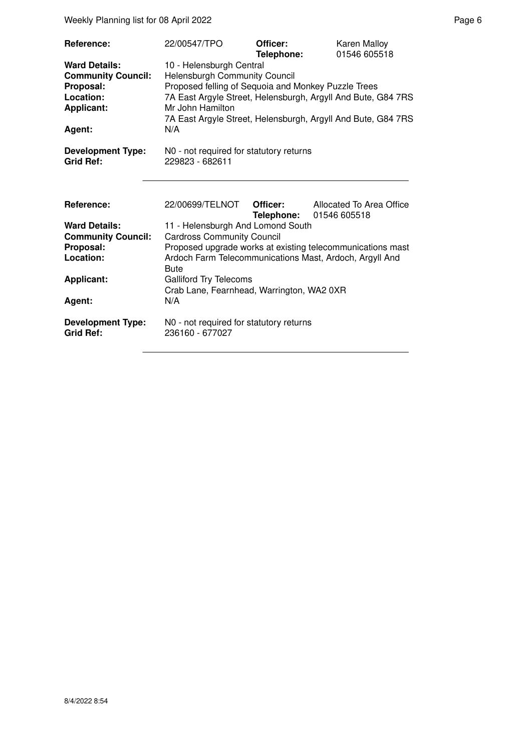| | | | |
|---|---|---|---|
| **Reference:** | 22/00547/TPO | **Officer:** **Telephone:** | Karen Malloy 01546 605518 |
| **Ward Details:** | 10 - Helensburgh Central | | |
| **Community Council:** | Helensburgh Community Council | | |
| **Proposal:** | Proposed felling of Sequoia and Monkey Puzzle Trees | | |
| **Location:** | 7A East Argyle Street, Helensburgh, Argyll And Bute, G84 7RS | | |
| **Applicant:** | Mr John Hamilton 7A East Argyle Street, Helensburgh, Argyll And Bute, G84 7RS | | |
| **Agent:** | N/A | | |
| **Development Type:** | N0 - not required for statutory returns | | |
| **Grid Ref:** | 229823 - 682611 | | |

| | | | |
|---|---|---|---|
| **Reference:** | 22/00699/TELNOT | **Officer:** **Telephone:** | Allocated To Area Office 01546 605518 |
| **Ward Details:** | 11 - Helensburgh And Lomond South | | |
| **Community Council:** | Cardross Community Council | | |
| **Proposal:** | Proposed upgrade works at existing telecommunications mast | | |
| **Location:** | Ardoch Farm Telecommunications Mast, Ardoch, Argyll And Bute | | |
| **Applicant:** | Galliford Try Telecoms Crab Lane, Fearnhead, Warrington, WA2 0XR | | |
| **Agent:** | N/A | | |
| **Development Type:** | N0 - not required for statutory returns | | |
| **Grid Ref:** | 236160 - 677027 | | |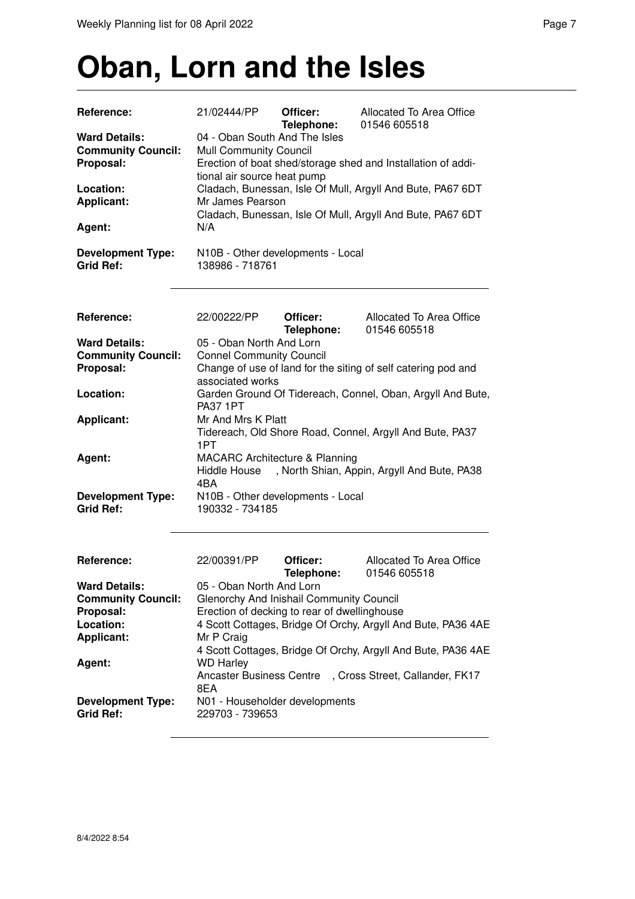# Oban, Lorn and the Isles

| | | | |
|---|---|---|---|
| **Reference:** | 21/02444/PP | **Officer:** | Allocated To Area Office |
| | | **Telephone:** | 01546 605518 |
| **Ward Details:** | 04 - Oban South And The Isles | | |
| **Community Council:** | Mull Community Council | | |
| **Proposal:** | Erection of boat shed/storage shed and Installation of additional air source heat pump | | |
| **Location:** | Cladach, Bunessan, Isle Of Mull, Argyll And Bute, PA67 6DT | | |
| **Applicant:** | Mr James Pearson<br>Cladach, Bunessan, Isle Of Mull, Argyll And Bute, PA67 6DT | | |
| **Agent:** | N/A | | |
| **Development Type:** | N10B - Other developments - Local | | |
| **Grid Ref:** | 138986 - 718761 | | |

| | | | |
|---|---|---|---|
| **Reference:** | 22/00222/PP | **Officer:** | Allocated To Area Office |
| | | **Telephone:** | 01546 605518 |
| **Ward Details:** | 05 - Oban North And Lorn | | |
| **Community Council:** | Connel Community Council | | |
| **Proposal:** | Change of use of land for the siting of self catering pod and associated works | | |
| **Location:** | Garden Ground Of Tidereach, Connel, Oban, Argyll And Bute, PA37 1PT | | |
| **Applicant:** | Mr And Mrs K Platt<br>Tidereach, Old Shore Road, Connel, Argyll And Bute, PA37 1PT | | |
| **Agent:** | MACARC Architecture & Planning<br>Hiddle House , North Shian, Appin, Argyll And Bute, PA38 4BA | | |
| **Development Type:** | N10B - Other developments - Local | | |
| **Grid Ref:** | 190332 - 734185 | | |

| | | | |
|---|---|---|---|
| **Reference:** | 22/00391/PP | **Officer:** | Allocated To Area Office |
| | | **Telephone:** | 01546 605518 |
| **Ward Details:** | 05 - Oban North And Lorn | | |
| **Community Council:** | Glenorchy And Inishail Community Council | | |
| **Proposal:** | Erection of decking to rear of dwellinghouse | | |
| **Location:** | 4 Scott Cottages, Bridge Of Orchy, Argyll And Bute, PA36 4AE | | |
| **Applicant:** | Mr P Craig<br>4 Scott Cottages, Bridge Of Orchy, Argyll And Bute, PA36 4AE | | |
| **Agent:** | WD Harley<br>Ancaster Business Centre , Cross Street, Callander, FK17 8EA | | |
| **Development Type:** | N01 - Householder developments | | |
| **Grid Ref:** | 229703 - 739653 | | |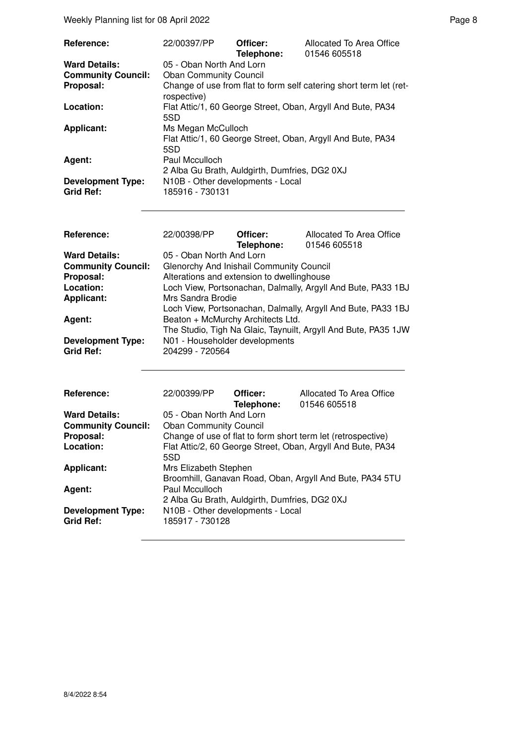| Reference: | 22/00397/PP | Officer: | Allocated To Area Office |
|---|---|---|---|
| | | Telephone: | 01546 605518 |
| Ward Details: | 05 - Oban North And Lorn | | |
| Community Council: | Oban Community Council | | |
| Proposal: | Change of use from flat to form self catering short term let (retrospective) | | |
| Location: | Flat Attic/1, 60 George Street, Oban, Argyll And Bute, PA34 5SD | | |
| Applicant: | Ms Megan McCulloch<br>Flat Attic/1, 60 George Street, Oban, Argyll And Bute, PA34 5SD | | |
| Agent: | Paul Mcculloch<br>2 Alba Gu Brath, Auldgirth, Dumfries, DG2 0XJ | | |
| Development Type: | N10B - Other developments - Local | | |
| Grid Ref: | 185916 - 730131 | | |

| Reference: | 22/00398/PP | Officer: | Allocated To Area Office |
|---|---|---|---|
| | | Telephone: | 01546 605518 |
| Ward Details: | 05 - Oban North And Lorn | | |
| Community Council: | Glenorchy And Inishail Community Council | | |
| Proposal: | Alterations and extension to dwellinghouse | | |
| Location: | Loch View, Portsonachan, Dalmally, Argyll And Bute, PA33 1BJ | | |
| Applicant: | Mrs Sandra Brodie<br>Loch View, Portsonachan, Dalmally, Argyll And Bute, PA33 1BJ | | |
| Agent: | Beaton + McMurchy Architects Ltd.<br>The Studio, Tigh Na Glaic, Taynuilt, Argyll And Bute, PA35 1JW | | |
| Development Type: | N01 - Householder developments | | |
| Grid Ref: | 204299 - 720564 | | |

| Reference: | 22/00399/PP | Officer: | Allocated To Area Office |
|---|---|---|---|
| | | Telephone: | 01546 605518 |
| Ward Details: | 05 - Oban North And Lorn | | |
| Community Council: | Oban Community Council | | |
| Proposal: | Change of use of flat to form short term let (retrospective) | | |
| Location: | Flat Attic/2, 60 George Street, Oban, Argyll And Bute, PA34 5SD | | |
| Applicant: | Mrs Elizabeth Stephen<br>Broomhill, Ganavan Road, Oban, Argyll And Bute, PA34 5TU | | |
| Agent: | Paul Mcculloch<br>2 Alba Gu Brath, Auldgirth, Dumfries, DG2 0XJ | | |
| Development Type: | N10B - Other developments - Local | | |
| Grid Ref: | 185917 - 730128 | | |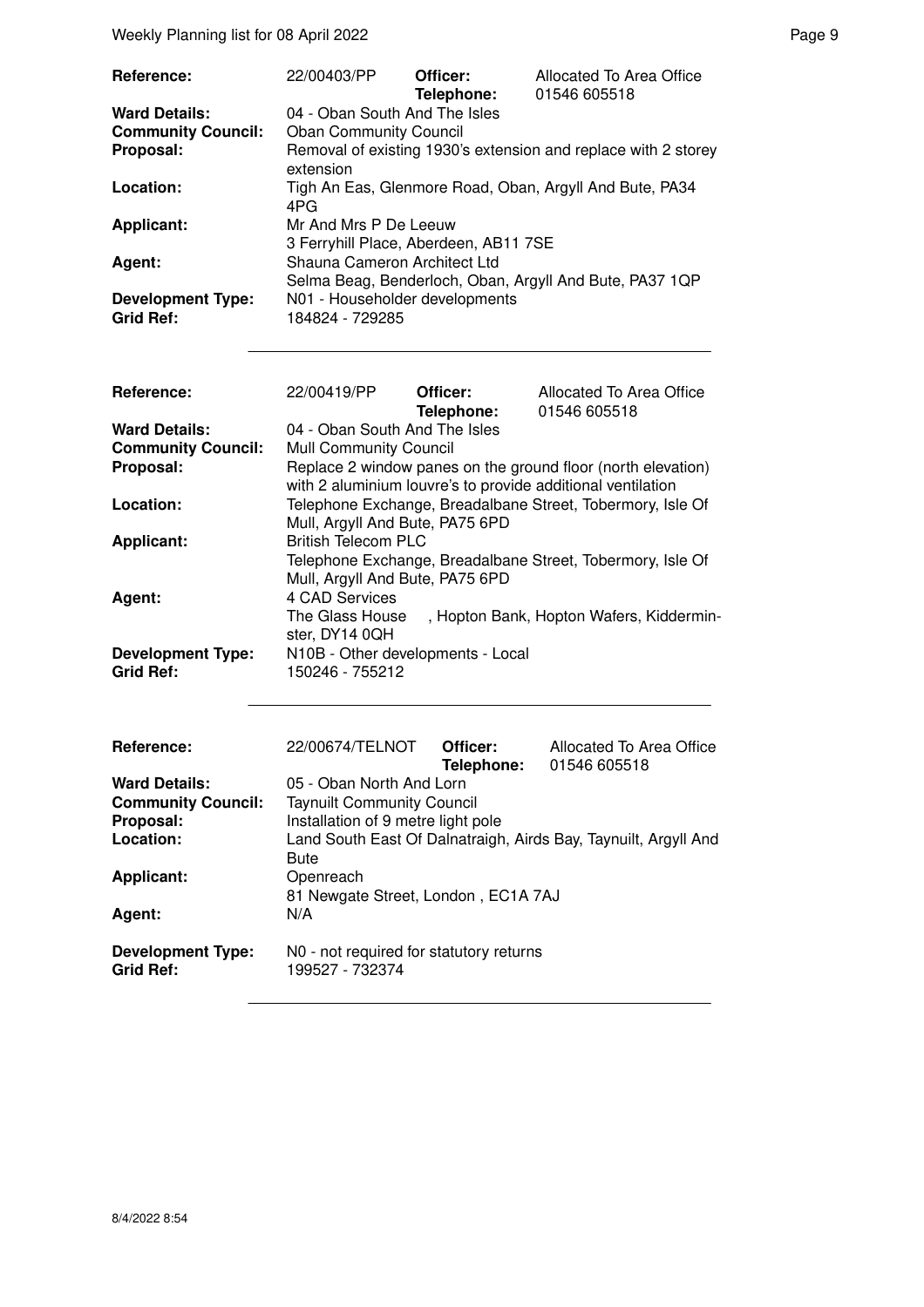| | | | |
|---|---|---|---|
| **Reference:** | 22/00403/PP | **Officer:** **Telephone:** | Allocated To Area Office 01546 605518 |
| **Ward Details:** | 04 - Oban South And The Isles | | |
| **Community Council:** | Oban Community Council | | |
| **Proposal:** | Removal of existing 1930's extension and replace with 2 storey extension | | |
| **Location:** | Tigh An Eas, Glenmore Road, Oban, Argyll And Bute, PA34 4PG | | |
| **Applicant:** | Mr And Mrs P De Leeuw 3 Ferryhill Place, Aberdeen, AB11 7SE | | |
| **Agent:** | Shauna Cameron Architect Ltd Selma Beag, Benderloch, Oban, Argyll And Bute, PA37 1QP | | |
| **Development Type:** | N01 - Householder developments | | |
| **Grid Ref:** | 184824 - 729285 | | |

| | | | |
|---|---|---|---|
| **Reference:** | 22/00419/PP | **Officer:** **Telephone:** | Allocated To Area Office 01546 605518 |
| **Ward Details:** | 04 - Oban South And The Isles | | |
| **Community Council:** | Mull Community Council | | |
| **Proposal:** | Replace 2 window panes on the ground floor (north elevation) with 2 aluminium louvre's to provide additional ventilation | | |
| **Location:** | Telephone Exchange, Breadalbane Street, Tobermory, Isle Of Mull, Argyll And Bute, PA75 6PD | | |
| **Applicant:** | British Telecom PLC Telephone Exchange, Breadalbane Street, Tobermory, Isle Of Mull, Argyll And Bute, PA75 6PD | | |
| **Agent:** | 4 CAD Services The Glass House , Hopton Bank, Hopton Wafers, Kidderminster, DY14 0QH | | |
| **Development Type:** | N10B - Other developments - Local | | |
| **Grid Ref:** | 150246 - 755212 | | |

| | | | |
|---|---|---|---|
| **Reference:** | 22/00674/TELNOT | **Officer:** **Telephone:** | Allocated To Area Office 01546 605518 |
| **Ward Details:** | 05 - Oban North And Lorn | | |
| **Community Council:** | Taynuilt Community Council | | |
| **Proposal:** | Installation of 9 metre light pole | | |
| **Location:** | Land South East Of Dalnatraigh, Airds Bay, Taynuilt, Argyll And Bute | | |
| **Applicant:** | Openreach 81 Newgate Street, London , EC1A 7AJ | | |
| **Agent:** | N/A | | |
| **Development Type:** | N0 - not required for statutory returns | | |
| **Grid Ref:** | 199527 - 732374 | | |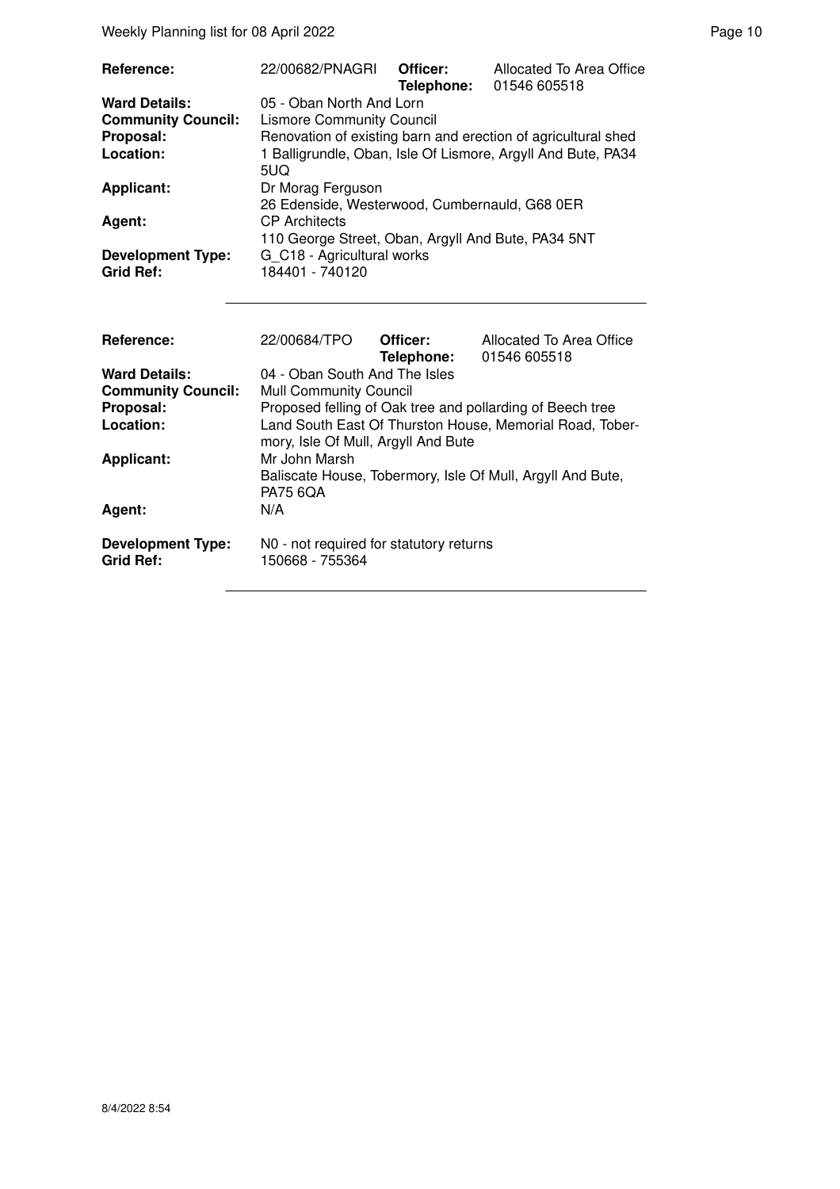| | | | |
|---|---|---|---|
| **Reference:** | 22/00682/PNAGRI | **Officer:** **Telephone:** | Allocated To Area Office 01546 605518 |
| **Ward Details:** | 05 - Oban North And Lorn | | |
| **Community Council:** | Lismore Community Council | | |
| **Proposal:** | Renovation of existing barn and erection of agricultural shed | | |
| **Location:** | 1 Balligrundle, Oban, Isle Of Lismore, Argyll And Bute, PA34 5UQ | | |
| **Applicant:** | Dr Morag Ferguson 26 Edenside, Westerwood, Cumbernauld, G68 0ER | | |
| **Agent:** | CP Architects 110 George Street, Oban, Argyll And Bute, PA34 5NT | | |
| **Development Type:** | G_C18 - Agricultural works | | |
| **Grid Ref:** | 184401 - 740120 | | |

| | | | |
|---|---|---|---|
| **Reference:** | 22/00684/TPO | **Officer:** **Telephone:** | Allocated To Area Office 01546 605518 |
| **Ward Details:** | 04 - Oban South And The Isles | | |
| **Community Council:** | Mull Community Council | | |
| **Proposal:** | Proposed felling of Oak tree and pollarding of Beech tree | | |
| **Location:** | Land South East Of Thurston House, Memorial Road, Tobermory, Isle Of Mull, Argyll And Bute | | |
| **Applicant:** | Mr John Marsh Baliscate House, Tobermory, Isle Of Mull, Argyll And Bute, PA75 6QA | | |
| **Agent:** | N/A | | |
| **Development Type:** | N0 - not required for statutory returns | | |
| **Grid Ref:** | 150668 - 755364 | | |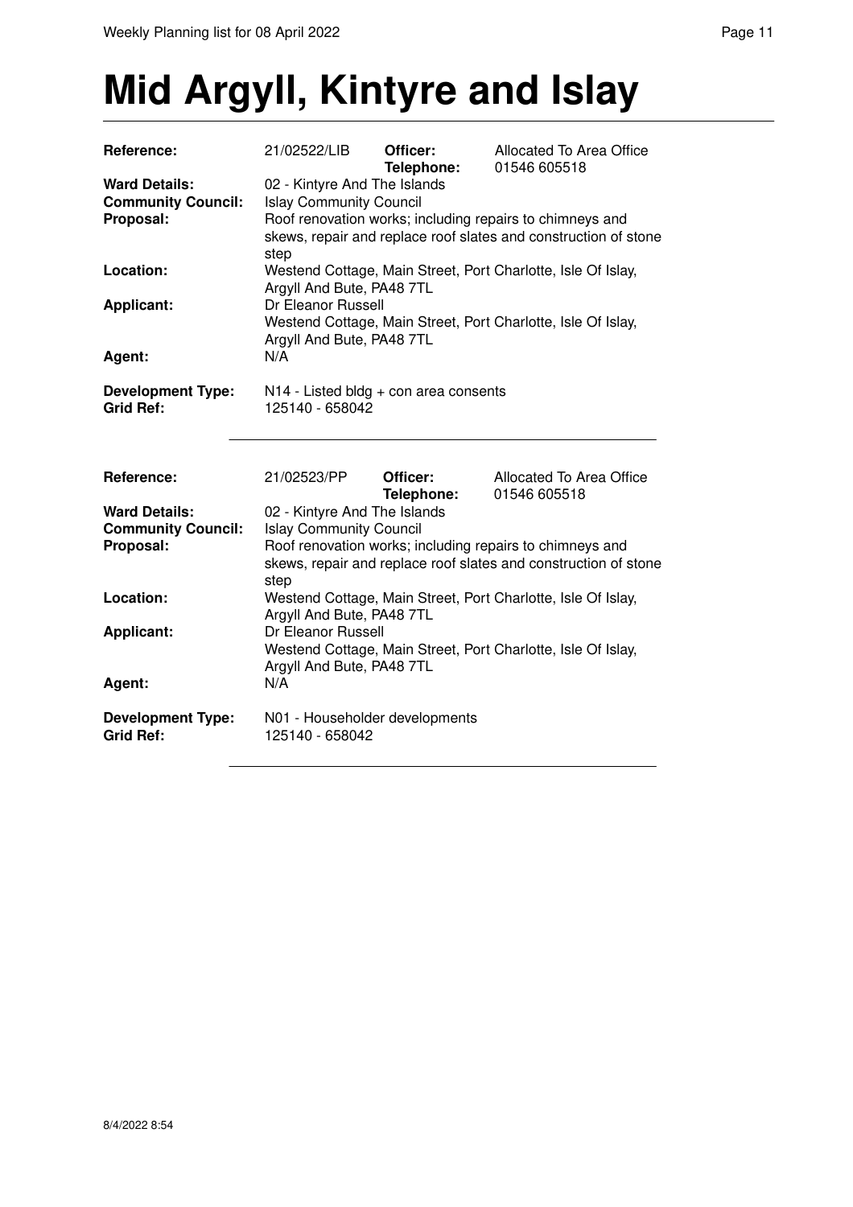# Mid Argyll, Kintyre and Islay

| | | | |
|---|---|---|---|
| **Reference:** | 21/02522/LIB | **Officer:** **Telephone:** | Allocated To Area Office 01546 605518 |
| **Ward Details:** | 02 - Kintyre And The Islands | | |
| **Community Council:** | Islay Community Council | | |
| **Proposal:** | Roof renovation works; including repairs to chimneys and skews, repair and replace roof slates and construction of stone step | | |
| **Location:** | Westend Cottage, Main Street, Port Charlotte, Isle Of Islay, Argyll And Bute, PA48 7TL | | |
| **Applicant:** | Dr Eleanor Russell Westend Cottage, Main Street, Port Charlotte, Isle Of Islay, Argyll And Bute, PA48 7TL | | |
| **Agent:** | N/A | | |
| **Development Type:** | N14 - Listed bldg + con area consents | | |
| **Grid Ref:** | 125140 - 658042 | | |

| | | | |
|---|---|---|---|
| **Reference:** | 21/02523/PP | **Officer:** **Telephone:** | Allocated To Area Office 01546 605518 |
| **Ward Details:** | 02 - Kintyre And The Islands | | |
| **Community Council:** | Islay Community Council | | |
| **Proposal:** | Roof renovation works; including repairs to chimneys and skews, repair and replace roof slates and construction of stone step | | |
| **Location:** | Westend Cottage, Main Street, Port Charlotte, Isle Of Islay, Argyll And Bute, PA48 7TL | | |
| **Applicant:** | Dr Eleanor Russell Westend Cottage, Main Street, Port Charlotte, Isle Of Islay, Argyll And Bute, PA48 7TL | | |
| **Agent:** | N/A | | |
| **Development Type:** | N01 - Householder developments | | |
| **Grid Ref:** | 125140 - 658042 | | |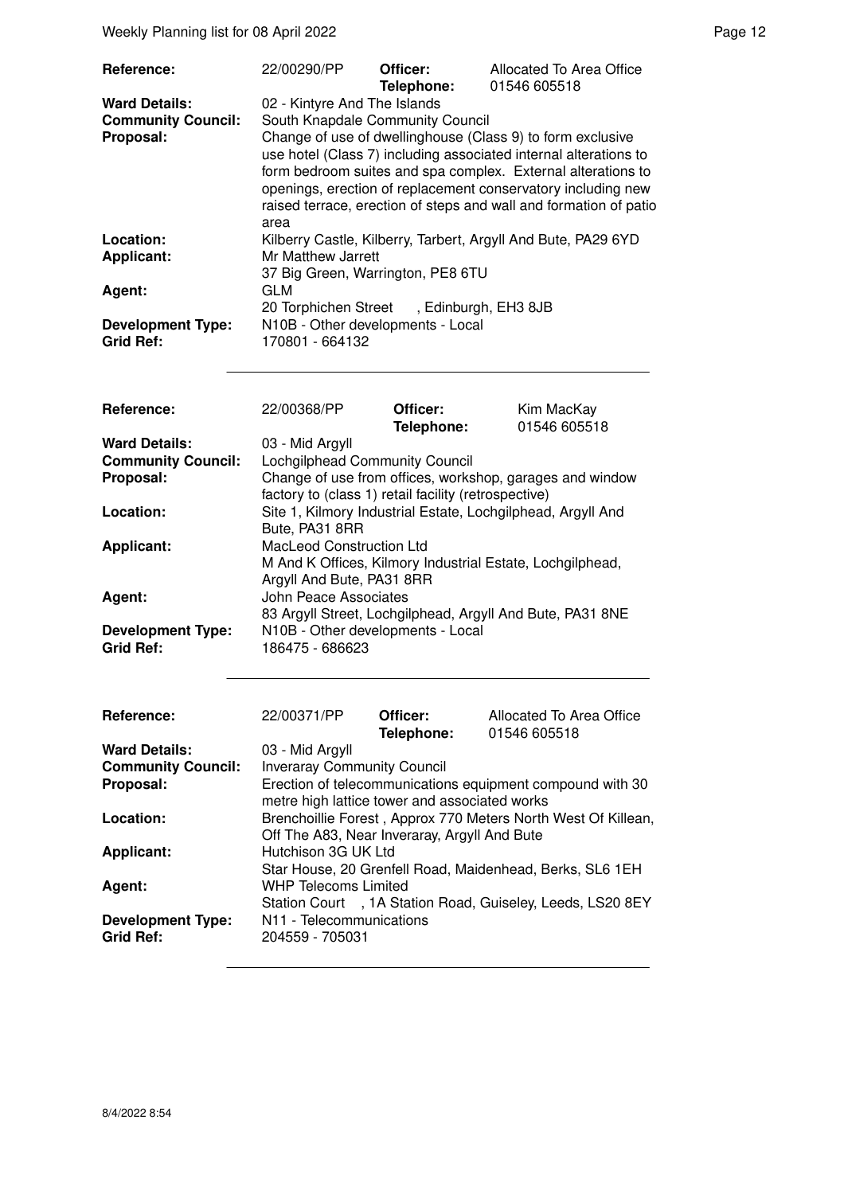| Reference: | 22/00290/PP | Officer: Telephone: | Allocated To Area Office 01546 605518 |
|---|---|---|---|
| **Ward Details:** | 02 - Kintyre And The Islands | | |
| **Community Council:** | South Knapdale Community Council | | |
| **Proposal:** | Change of use of dwellinghouse (Class 9) to form exclusive use hotel (Class 7) including associated internal alterations to form bedroom suites and spa complex. External alterations to openings, erection of replacement conservatory including new raised terrace, erection of steps and wall and formation of patio area | | |
| **Location:** | Kilberry Castle, Kilberry, Tarbert, Argyll And Bute, PA29 6YD | | |
| **Applicant:** | Mr Matthew Jarrett<br>37 Big Green, Warrington, PE8 6TU | | |
| **Agent:** | GLM<br>20 Torphichen Street , Edinburgh, EH3 8JB | | |
| **Development Type:** | N10B - Other developments - Local | | |
| **Grid Ref:** | 170801 - 664132 | | |

| Reference: | 22/00368/PP | Officer: Telephone: | Kim MacKay 01546 605518 |
|---|---|---|---|
| **Ward Details:** | 03 - Mid Argyll | | |
| **Community Council:** | Lochgilphead Community Council | | |
| **Proposal:** | Change of use from offices, workshop, garages and window factory to (class 1) retail facility (retrospective) | | |
| **Location:** | Site 1, Kilmory Industrial Estate, Lochgilphead, Argyll And Bute, PA31 8RR | | |
| **Applicant:** | MacLeod Construction Ltd<br>M And K Offices, Kilmory Industrial Estate, Lochgilphead, Argyll And Bute, PA31 8RR | | |
| **Agent:** | John Peace Associates<br>83 Argyll Street, Lochgilphead, Argyll And Bute, PA31 8NE | | |
| **Development Type:** | N10B - Other developments - Local | | |
| **Grid Ref:** | 186475 - 686623 | | |

| Reference: | 22/00371/PP | Officer: Telephone: | Allocated To Area Office 01546 605518 |
|---|---|---|---|
| **Ward Details:** | 03 - Mid Argyll | | |
| **Community Council:** | Inveraray Community Council | | |
| **Proposal:** | Erection of telecommunications equipment compound with 30 metre high lattice tower and associated works | | |
| **Location:** | Brenchoillie Forest , Approx 770 Meters North West Of Killean, Off The A83, Near Inveraray, Argyll And Bute | | |
| **Applicant:** | Hutchison 3G UK Ltd<br>Star House, 20 Grenfell Road, Maidenhead, Berks, SL6 1EH | | |
| **Agent:** | WHP Telecoms Limited<br>Station Court , 1A Station Road, Guiseley, Leeds, LS20 8EY | | |
| **Development Type:** | N11 - Telecommunications | | |
| **Grid Ref:** | 204559 - 705031 | | |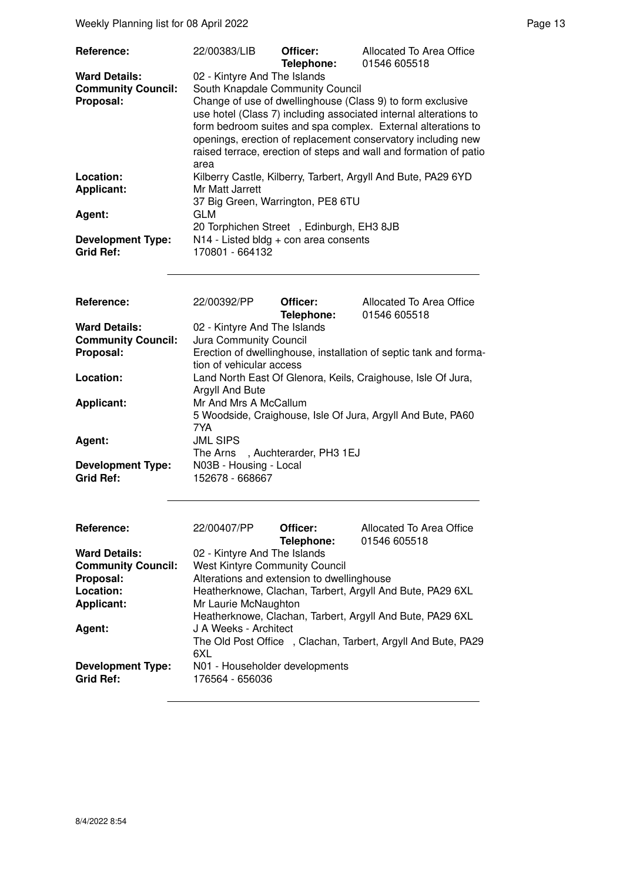| | | | |
|---|---|---|---|
| **Reference:** | 22/00383/LIB | **Officer:** **Telephone:** | Allocated To Area Office 01546 605518 |
| **Ward Details:** | 02 - Kintyre And The Islands | | |
| **Community Council:** | South Knapdale Community Council | | |
| **Proposal:** | Change of use of dwellinghouse (Class 9) to form exclusive use hotel (Class 7) including associated internal alterations to form bedroom suites and spa complex. External alterations to openings, erection of replacement conservatory including new raised terrace, erection of steps and wall and formation of patio area | | |
| **Location:** | Kilberry Castle, Kilberry, Tarbert, Argyll And Bute, PA29 6YD | | |
| **Applicant:** | Mr Matt Jarrett<br>37 Big Green, Warrington, PE8 6TU | | |
| **Agent:** | GLM<br>20 Torphichen Street , Edinburgh, EH3 8JB | | |
| **Development Type:** | N14 - Listed bldg + con area consents | | |
| **Grid Ref:** | 170801 - 664132 | | |

| | | | |
|---|---|---|---|
| **Reference:** | 22/00392/PP | **Officer:** **Telephone:** | Allocated To Area Office 01546 605518 |
| **Ward Details:** | 02 - Kintyre And The Islands | | |
| **Community Council:** | Jura Community Council | | |
| **Proposal:** | Erection of dwellinghouse, installation of septic tank and formation of vehicular access | | |
| **Location:** | Land North East Of Glenora, Keils, Craighouse, Isle Of Jura, Argyll And Bute | | |
| **Applicant:** | Mr And Mrs A McCallum<br>5 Woodside, Craighouse, Isle Of Jura, Argyll And Bute, PA60 7YA | | |
| **Agent:** | JML SIPS<br>The Arns , Auchterarder, PH3 1EJ | | |
| **Development Type:** | N03B - Housing - Local | | |
| **Grid Ref:** | 152678 - 668667 | | |

| | | | |
|---|---|---|---|
| **Reference:** | 22/00407/PP | **Officer:** **Telephone:** | Allocated To Area Office 01546 605518 |
| **Ward Details:** | 02 - Kintyre And The Islands | | |
| **Community Council:** | West Kintyre Community Council | | |
| **Proposal:** | Alterations and extension to dwellinghouse | | |
| **Location:** | Heatherknowe, Clachan, Tarbert, Argyll And Bute, PA29 6XL | | |
| **Applicant:** | Mr Laurie McNaughton<br>Heatherknowe, Clachan, Tarbert, Argyll And Bute, PA29 6XL | | |
| **Agent:** | J A Weeks - Architect<br>The Old Post Office , Clachan, Tarbert, Argyll And Bute, PA29 6XL | | |
| **Development Type:** | N01 - Householder developments | | |
| **Grid Ref:** | 176564 - 656036 | | |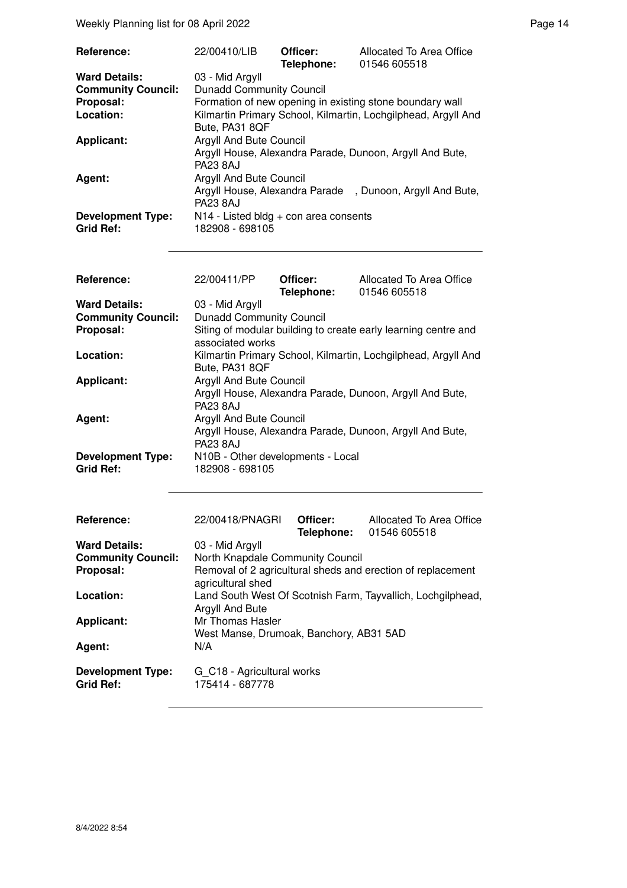| Reference: | 22/00410/LIB | Officer: Telephone: | Allocated To Area Office 01546 605518 |
|---|---|---|---|
| Ward Details: | 03 - Mid Argyll | | |
| Community Council: | Dunadd Community Council | | |
| Proposal: | Formation of new opening in existing stone boundary wall | | |
| Location: | Kilmartin Primary School, Kilmartin, Lochgilphead, Argyll And Bute, PA31 8QF | | |
| Applicant: | Argyll And Bute Council Argyll House, Alexandra Parade, Dunoon, Argyll And Bute, PA23 8AJ | | |
| Agent: | Argyll And Bute Council Argyll House, Alexandra Parade , Dunoon, Argyll And Bute, PA23 8AJ | | |
| Development Type: | N14 - Listed bldg + con area consents | | |
| Grid Ref: | 182908 - 698105 | | |

| Reference: | 22/00411/PP | Officer: Telephone: | Allocated To Area Office 01546 605518 |
|---|---|---|---|
| Ward Details: | 03 - Mid Argyll | | |
| Community Council: | Dunadd Community Council | | |
| Proposal: | Siting of modular building to create early learning centre and associated works | | |
| Location: | Kilmartin Primary School, Kilmartin, Lochgilphead, Argyll And Bute, PA31 8QF | | |
| Applicant: | Argyll And Bute Council Argyll House, Alexandra Parade, Dunoon, Argyll And Bute, PA23 8AJ | | |
| Agent: | Argyll And Bute Council Argyll House, Alexandra Parade, Dunoon, Argyll And Bute, PA23 8AJ | | |
| Development Type: | N10B - Other developments - Local | | |
| Grid Ref: | 182908 - 698105 | | |

| Reference: | 22/00418/PNAGRI | Officer: Telephone: | Allocated To Area Office 01546 605518 |
|---|---|---|---|
| Ward Details: | 03 - Mid Argyll | | |
| Community Council: | North Knapdale Community Council | | |
| Proposal: | Removal of 2 agricultural sheds and erection of replacement agricultural shed | | |
| Location: | Land South West Of Scotnish Farm, Tayvallich, Lochgilphead, Argyll And Bute | | |
| Applicant: | Mr Thomas Hasler West Manse, Drumoak, Banchory, AB31 5AD | | |
| Agent: | N/A | | |
| Development Type: | G_C18 - Agricultural works | | |
| Grid Ref: | 175414 - 687778 | | |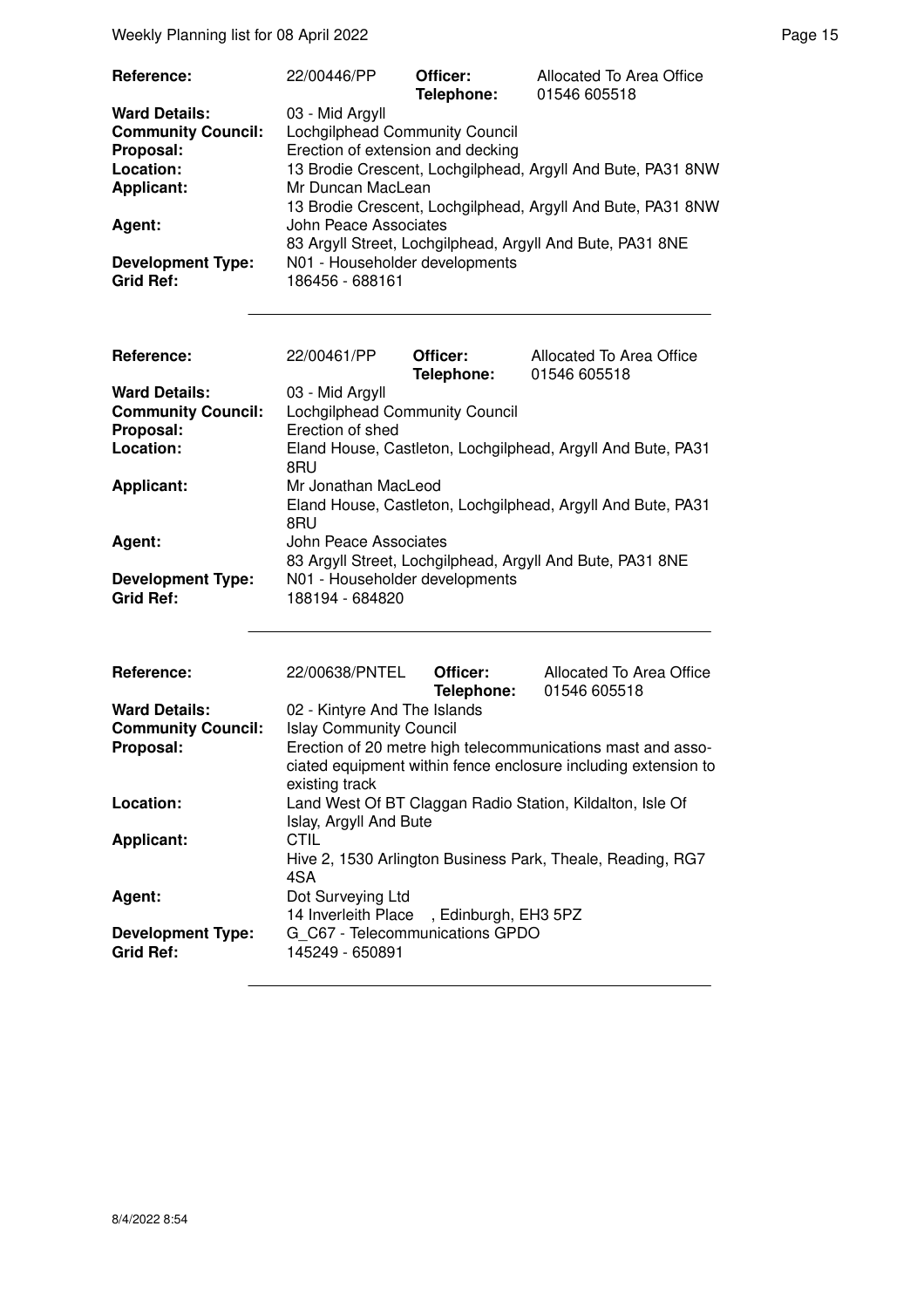| | | | |
|---|---|---|---|
| **Reference:** | 22/00446/PP | **Officer:** **Telephone:** | Allocated To Area Office 01546 605518 |
| **Ward Details:** | 03 - Mid Argyll | | |
| **Community Council:** | Lochgilphead Community Council | | |
| **Proposal:** | Erection of extension and decking | | |
| **Location:** | 13 Brodie Crescent, Lochgilphead, Argyll And Bute, PA31 8NW | | |
| **Applicant:** | Mr Duncan MacLean<br>13 Brodie Crescent, Lochgilphead, Argyll And Bute, PA31 8NW | | |
| **Agent:** | John Peace Associates<br>83 Argyll Street, Lochgilphead, Argyll And Bute, PA31 8NE | | |
| **Development Type:** | N01 - Householder developments | | |
| **Grid Ref:** | 186456 - 688161 | | |

| | | | |
|---|---|---|---|
| **Reference:** | 22/00461/PP | **Officer:** **Telephone:** | Allocated To Area Office 01546 605518 |
| **Ward Details:** | 03 - Mid Argyll | | |
| **Community Council:** | Lochgilphead Community Council | | |
| **Proposal:** | Erection of shed | | |
| **Location:** | Eland House, Castleton, Lochgilphead, Argyll And Bute, PA31 8RU | | |
| **Applicant:** | Mr Jonathan MacLeod<br>Eland House, Castleton, Lochgilphead, Argyll And Bute, PA31 8RU | | |
| **Agent:** | John Peace Associates<br>83 Argyll Street, Lochgilphead, Argyll And Bute, PA31 8NE | | |
| **Development Type:** | N01 - Householder developments | | |
| **Grid Ref:** | 188194 - 684820 | | |

| | | | |
|---|---|---|---|
| **Reference:** | 22/00638/PNTEL | **Officer:** **Telephone:** | Allocated To Area Office 01546 605518 |
| **Ward Details:** | 02 - Kintyre And The Islands | | |
| **Community Council:** | Islay Community Council | | |
| **Proposal:** | Erection of 20 metre high telecommunications mast and associated equipment within fence enclosure including extension to existing track | | |
| **Location:** | Land West Of BT Claggan Radio Station, Kildalton, Isle Of Islay, Argyll And Bute | | |
| **Applicant:** | CTIL<br>Hive 2, 1530 Arlington Business Park, Theale, Reading, RG7 4SA | | |
| **Agent:** | Dot Surveying Ltd<br>14 Inverleith Place , Edinburgh, EH3 5PZ | | |
| **Development Type:** | G_C67 - Telecommunications GPDO | | |
| **Grid Ref:** | 145249 - 650891 | | |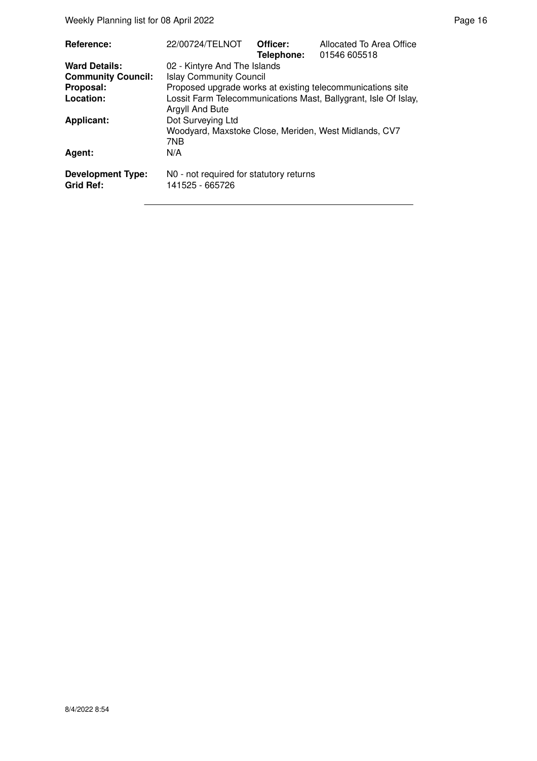| | | | |
|---|---|---|---|
| **Reference:** | 22/00724/TELNOT | **Officer:** **Telephone:** | Allocated To Area Office 01546 605518 |
| **Ward Details:** | 02 - Kintyre And The Islands | | |
| **Community Council:** | Islay Community Council | | |
| **Proposal:** | Proposed upgrade works at existing telecommunications site | | |
| **Location:** | Lossit Farm Telecommunications Mast, Ballygrant, Isle Of Islay, Argyll And Bute | | |
| **Applicant:** | Dot Surveying Ltd Woodyard, Maxstoke Close, Meriden, West Midlands, CV7 7NB | | |
| **Agent:** | N/A | | |
| **Development Type:** | N0 - not required for statutory returns | | |
| **Grid Ref:** | 141525 - 665726 | | |

8/4/2022 8:54